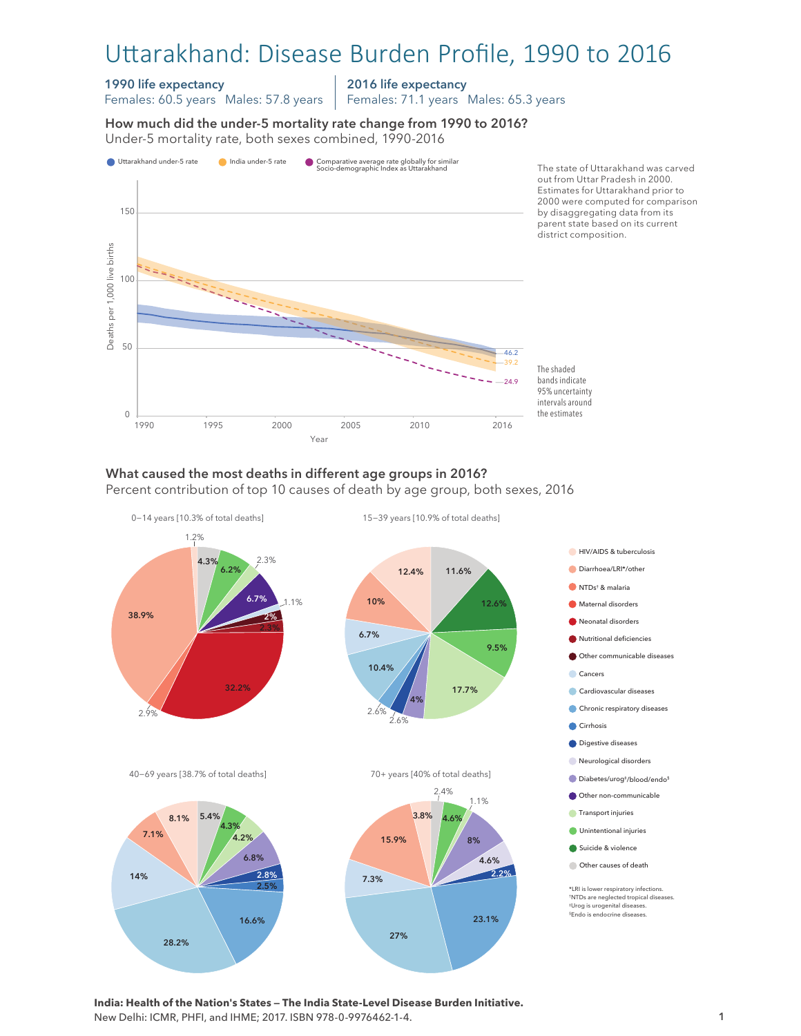# Uttarakhand: Disease Burden Profile, 1990 to 2016

**1990 life expectancy**
Females: 60.5 years  Males: 57.8 years

**2016 life expectancy**
Females: 71.1 years  Males: 65.3 years

### How much did the under-5 mortality rate change from 1990 to 2016?

Under-5 mortality rate, both sexes combined, 1990-2016

Uttarakhand under-5 rate | India under-5 rate | Comparative average rate globally for similar Socio-demographic Index as Uttarakhand

Deaths per 1,000 live births (0, 50, 100, 150); Year (1990, 1995, 2000, 2005, 2010, 2016)

2016 values: 46.2 (Uttarakhand), 39.2 (India), 24.9 (comparative)

The state of Uttarakhand was carved out from Uttar Pradesh in 2000. Estimates for Uttarakhand prior to 2000 were computed for comparison by disaggregating data from its parent state based on its current district composition.

The shaded bands indicate 95% uncertainty intervals around the estimates

### What caused the most deaths in different age groups in 2016?

Percent contribution of top 10 causes of death by age group, both sexes, 2016

0–14 years [10.3% of total deaths]: 38.9%, 32.2%, 6.7%, 6.2%, 4.3%, 2.9%, 2.3%, 2.3%, 2%, 1.2%, 1.1%

15–39 years [10.9% of total deaths]: 17.7%, 12.6%, 12.4%, 11.6%, 10.4%, 10%, 9.5%, 6.7%, 4%, 2.6%, 2.6%

40–69 years [38.7% of total deaths]: 28.2%, 16.6%, 14%, 8.1%, 7.1%, 6.8%, 5.4%, 4.3%, 4.2%, 2.8%, 2.5%

70+ years [40% of total deaths]: 27%, 23.1%, 15.9%, 8%, 7.3%, 4.6%, 4.6%, 3.8%, 2.4%, 2.2%, 1.1%

- HIV/AIDS & tuberculosis
- Diarrhoea/LRI*/other
- NTDs† & malaria
- Maternal disorders
- Neonatal disorders
- Nutritional deficiencies
- Other communicable diseases
- Cancers
- Cardiovascular diseases
- Chronic respiratory diseases
- Cirrhosis
- Digestive diseases
- Neurological disorders
- Diabetes/urog‡/blood/endo§
- Other non-communicable
- Transport injuries
- Unintentional injuries
- Suicide & violence
- Other causes of death

*LRI is lower respiratory infections.
†NTDs are neglected tropical diseases.
‡Urog is urogenital diseases.
§Endo is endocrine diseases.

**India: Health of the Nation's States — The India State-Level Disease Burden Initiative.**
New Delhi: ICMR, PHFI, and IHME; 2017. ISBN 978-0-9976462-1-4.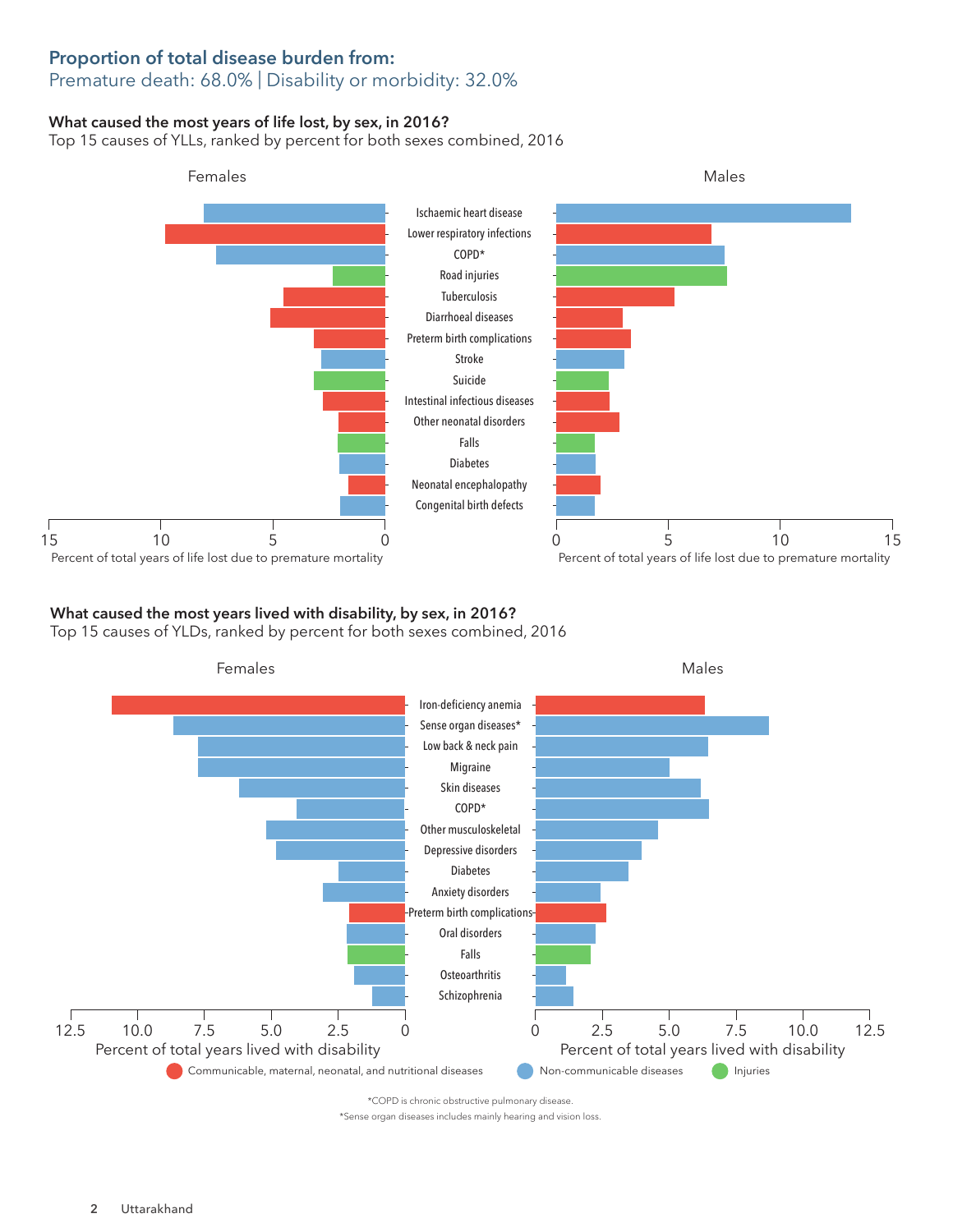## Proportion of total disease burden from:

Premature death: 68.0% | Disability or morbidity: 32.0%

### What caused the most years of life lost, by sex, in 2016?

Top 15 causes of YLLs, ranked by percent for both sexes combined, 2016

Females | Males

- Ischaemic heart disease
- Lower respiratory infections
- COPD*
- Road injuries
- Tuberculosis
- Diarrhoeal diseases
- Preterm birth complications
- Stroke
- Suicide
- Intestinal infectious diseases
- Other neonatal disorders
- Falls
- Diabetes
- Neonatal encephalopathy
- Congenital birth defects

Percent of total years of life lost due to premature mortality

### What caused the most years lived with disability, by sex, in 2016?

Top 15 causes of YLDs, ranked by percent for both sexes combined, 2016

Females | Males

- Iron-deficiency anemia
- Sense organ diseases*
- Low back & neck pain
- Migraine
- Skin diseases
- COPD*
- Other musculoskeletal
- Depressive disorders
- Diabetes
- Anxiety disorders
- Preterm birth complications
- Oral disorders
- Falls
- Osteoarthritis
- Schizophrenia

Percent of total years lived with disability

Communicable, maternal, neonatal, and nutritional diseases | Non-communicable diseases | Injuries

*COPD is chronic obstructive pulmonary disease.

*Sense organ diseases includes mainly hearing and vision loss.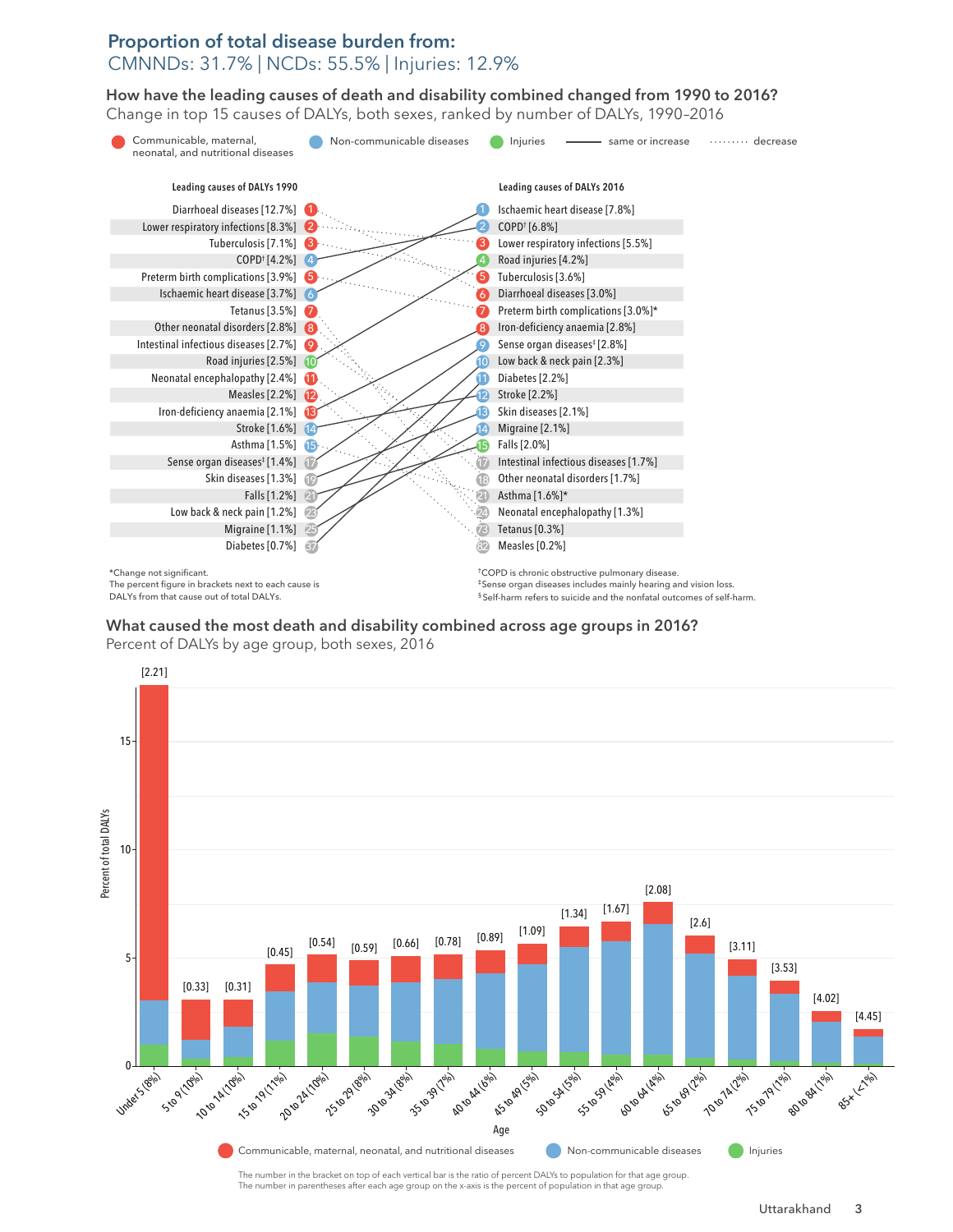## Proportion of total disease burden from:

CMNNDs: 31.7% | NCDs: 55.5% | Injuries: 12.9%

### How have the leading causes of death and disability combined changed from 1990 to 2016?

Change in top 15 causes of DALYs, both sexes, ranked by number of DALYs, 1990–2016

Legend: Communicable, maternal, neonatal, and nutritional diseases | Non-communicable diseases | Injuries | —— same or increase | ······ decrease

| Leading causes of DALYs 1990 | Rank | Rank | Leading causes of DALYs 2016 |
|---|---|---|---|
| Diarrhoeal diseases [12.7%] | 1 | 1 | Ischaemic heart disease [7.8%] |
| Lower respiratory infections [8.3%] | 2 | 2 | COPD† [6.8%] |
| Tuberculosis [7.1%] | 3 | 3 | Lower respiratory infections [5.5%] |
| COPD† [4.2%] | 4 | 4 | Road injuries [4.2%] |
| Preterm birth complications [3.9%] | 5 | 5 | Tuberculosis [3.6%] |
| Ischaemic heart disease [3.7%] | 6 | 6 | Diarrhoeal diseases [3.0%] |
| Tetanus [3.5%] | 7 | 7 | Preterm birth complications [3.0%]* |
| Other neonatal disorders [2.8%] | 8 | 8 | Iron-deficiency anaemia [2.8%] |
| Intestinal infectious diseases [2.7%] | 9 | 9 | Sense organ diseases‡ [2.8%] |
| Road injuries [2.5%] | 10 | 10 | Low back & neck pain [2.3%] |
| Neonatal encephalopathy [2.4%] | 11 | 11 | Diabetes [2.2%] |
| Measles [2.2%] | 12 | 12 | Stroke [2.2%] |
| Iron-deficiency anaemia [2.1%] | 13 | 13 | Skin diseases [2.1%] |
| Stroke [1.6%] | 14 | 14 | Migraine [2.1%] |
| Asthma [1.5%] | 15 | 15 | Falls [2.0%] |
| Sense organ diseases‡ [1.4%] | 17 | 17 | Intestinal infectious diseases [1.7%] |
| Skin diseases [1.3%] | 19 | 18 | Other neonatal disorders [1.7%] |
| Falls [1.2%] | 21 | 21 | Asthma [1.6%]* |
| Low back & neck pain [1.2%] | 23 | 24 | Neonatal encephalopathy [1.3%] |
| Migraine [1.1%] | 25 | 73 | Tetanus [0.3%] |
| Diabetes [0.7%] | 37 | 82 | Measles [0.2%] |

*Change not significant.
The percent figure in brackets next to each cause is DALYs from that cause out of total DALYs.

†COPD is chronic obstructive pulmonary disease.
‡Sense organ diseases includes mainly hearing and vision loss.
§Self-harm refers to suicide and the nonfatal outcomes of self-harm.

### What caused the most death and disability combined across age groups in 2016?

Percent of DALYs by age group, both sexes, 2016

| Age group (% of population) | Ratio of percent DALYs to population |
|---|---|
| Under 5 (8%) | [2.21] |
| 5 to 9 (10%) | [0.33] |
| 10 to 14 (10%) | [0.31] |
| 15 to 19 (11%) | [0.45] |
| 20 to 24 (10%) | [0.54] |
| 25 to 29 (8%) | [0.59] |
| 30 to 34 (8%) | [0.66] |
| 35 to 39 (7%) | [0.78] |
| 40 to 44 (6%) | [0.89] |
| 45 to 49 (5%) | [1.09] |
| 50 to 54 (5%) | [1.34] |
| 55 to 59 (4%) | [1.67] |
| 60 to 64 (4%) | [2.08] |
| 65 to 69 (2%) | [2.6] |
| 70 to 74 (2%) | [3.11] |
| 75 to 79 (1%) | [3.53] |
| 80 to 84 (1%) | [4.02] |
| 85+ (<1%) | [4.45] |

Y-axis: Percent of total DALYs. X-axis: Age.

Legend: Communicable, maternal, neonatal, and nutritional diseases | Non-communicable diseases | Injuries

The number in the bracket on top of each vertical bar is the ratio of percent DALYs to population for that age group.
The number in parentheses after each age group on the x-axis is the percent of population in that age group.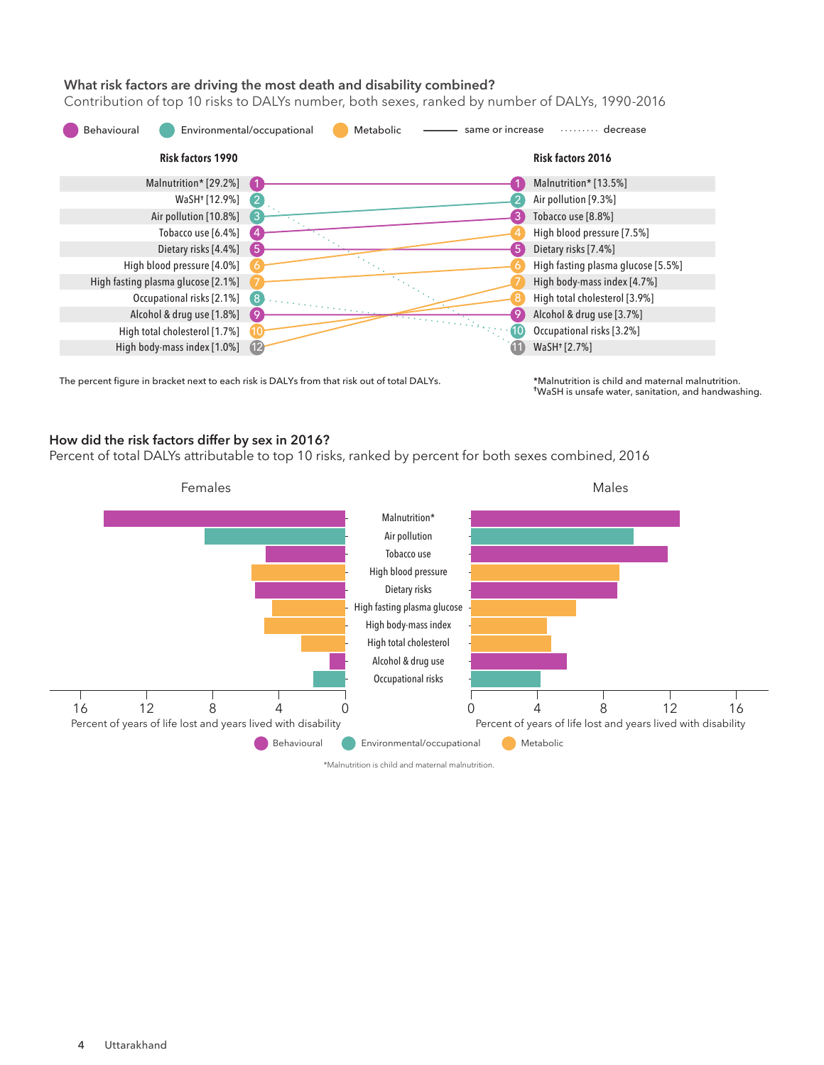### What risk factors are driving the most death and disability combined?

Contribution of top 10 risks to DALYs number, both sexes, ranked by number of DALYs, 1990-2016

Behavioural | Environmental/occupational | Metabolic | same or increase | decrease

**Risk factors 1990**

1 Malnutrition* [29.2%]
2 WaSH† [12.9%]
3 Air pollution [10.8%]
4 Tobacco use [6.4%]
5 Dietary risks [4.4%]
6 High blood pressure [4.0%]
7 High fasting plasma glucose [2.1%]
8 Occupational risks [2.1%]
9 Alcohol & drug use [1.8%]
10 High total cholesterol [1.7%]
12 High body-mass index [1.0%]

**Risk factors 2016**

1 Malnutrition* [13.5%]
2 Air pollution [9.3%]
3 Tobacco use [8.8%]
4 High blood pressure [7.5%]
5 Dietary risks [7.4%]
6 High fasting plasma glucose [5.5%]
7 High body-mass index [4.7%]
8 High total cholesterol [3.9%]
9 Alcohol & drug use [3.7%]
10 Occupational risks [3.2%]
11 WaSH† [2.7%]

The percent figure in bracket next to each risk is DALYs from that risk out of total DALYs.

*Malnutrition is child and maternal malnutrition.
†WaSH is unsafe water, sanitation, and handwashing.

### How did the risk factors differ by sex in 2016?

Percent of total DALYs attributable to top 10 risks, ranked by percent for both sexes combined, 2016

Females | Males

Malnutrition*
Air pollution
Tobacco use
High blood pressure
Dietary risks
High fasting plasma glucose
High body-mass index
High total cholesterol
Alcohol & drug use
Occupational risks

16 12 8 4 0 | 0 4 8 12 16

Percent of years of life lost and years lived with disability

Behavioural | Environmental/occupational | Metabolic

*Malnutrition is child and maternal malnutrition.